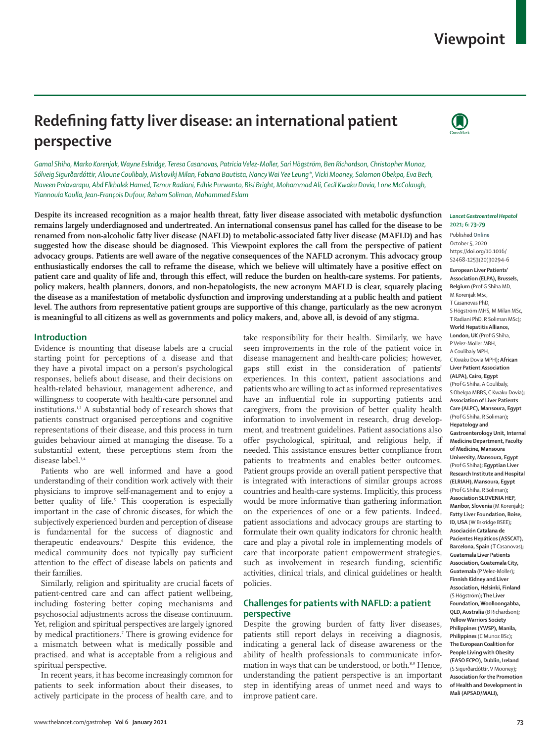# Redefining fatty liver disease: an international patient perspective

*Gamal Shiha, Marko Korenjak, Wayne Eskridge, Teresa Casanovas, Patricia Velez-Moller, Sari Högström, Ben Richardson, Christopher Munoz, Sólveig Sigurðardóttir, Alioune Coulibaly, Miskovikj Milan, Fabiana Bautista, Nancy Wai Yee Leung\*, Vicki Mooney, Solomon Obekpa, Eva Bech, Naveen Polavarapu, Abd Elkhalek Hamed, Temur Radiani, Edhie Purwanto, Bisi Bright, Mohammad Ali, Cecil Kwaku Dovia, Lone McColaugh, Yiannoula Koulla, Jean-François Dufour, Reham Soliman, Mohammed Eslam*

**Despite its increased recognition as a major health threat, fatty liver disease associated with metabolic dysfunction remains largely underdiagnosed and undertreated. An international consensus panel has called for the disease to be renamed from non-alcoholic fatty liver disease (NAFLD) to metabolic-associated fatty liver disease (MAFLD) and has suggested how the disease should be diagnosed. This Viewpoint explores the call from the perspective of patient advocacy groups. Patients are well aware of the negative consequences of the NAFLD acronym. This advocacy group enthusiastically endorses the call to reframe the disease, which we believe will ultimately have a positive effect on patient care and quality of life and, through this effect, will reduce the burden on health-care systems. For patients, policy makers, health planners, donors, and non-hepatologists, the new acronym MAFLD is clear, squarely placing the disease as a manifestation of metabolic dysfunction and improving understanding at a public health and patient level. The authors from representative patient groups are supportive of this change, particularly as the new acronym is meaningful to all citizens as well as governments and policy makers, and, above all, is devoid of any stigma.**

*Lancet Gastroenterol Hepatol* **2021; 6: 73–79**

Published **Online** October 5, 2020 https://doi.org/10.1016/S2468-1253(20)30294-6

**European Liver Patients' Association (ELPA), Brussels, Belgium** (Prof G Shiha MD, M Korenjak MSc, T Casanovas PhD, S Högström MHS, M Milan MSc, T Radiani PhD, R Soliman MSc)**; World Hepatitis Alliance, London, UK** (Prof G Shiha, P Velez-Moller MBH, A Coulibaly MPH, C Kwaku Dovia MPH)**; African Liver Patient Association (ALPA), Cairo, Egypt** (Prof G Shiha, A Coulibaly, S Obekpa MBBS, C Kwaku Dovia)**; Association of Liver Patients Care (ALPC), Mansoura, Egypt** (Prof G Shiha, R Soliman)**; Hepatology and Gastroenterology Unit, Internal Medicine Department, Faculty of Medicine, Mansoura University, Mansoura, Egypt** (Prof G Shiha)**; Egyptian Liver Research Institute and Hospital (ELRIAH), Mansoura, Egypt** (Prof G Shiha, R Soliman)**; Association SLOVENIA HEP, Maribor, Slovenia** (M Korenjak)**; Fatty Liver Foundation, Boise, ID, USA** (W Eskridge BSEE)**; Asociación Catalana de Pacientes Hepáticos (ASSCAT), Barcelona, Spain** (T Casanovas)**; Guatemala Liver Patients Association, Guatemala City, Guatemala** (P Velez-Moller)**; Finnish Kidney and Liver Association, Helsinki, Finland** (S Högström)**; The Liver Foundation, Woolloongabba, QLD, Australia** (B Richardson)**; Yellow Warriors Society Philippines (YWSP), Manila, Philippines** (C Munoz BSc)**; The European Coalition for People Living with Obesity (EASO ECPO), Dublin, Ireland** (S Sigurðardóttir, V Mooney)**; Association for the Promotion of Health and Development in Mali (APSAD/MALI),**

## Introduction

Evidence is mounting that disease labels are a crucial starting point for perceptions of a disease and that they have a pivotal impact on a person's psychological responses, beliefs about disease, and their decisions on health-related behaviour, management adherence, and willingness to cooperate with health-care personnel and institutions.[1,2] A substantial body of research shows that patients construct organised perceptions and cognitive representations of their disease, and this process in turn guides behaviour aimed at managing the disease. To a substantial extent, these perceptions stem from the disease label.[3,4]

Patients who are well informed and have a good understanding of their condition work actively with their physicians to improve self-management and to enjoy a better quality of life.[5] This cooperation is especially important in the case of chronic diseases, for which the subjectively experienced burden and perception of disease is fundamental for the success of diagnostic and therapeutic endeavours.[6] Despite this evidence, the medical community does not typically pay sufficient attention to the effect of disease labels on patients and their families.

Similarly, religion and spirituality are crucial facets of patient-centred care and can affect patient wellbeing, including fostering better coping mechanisms and psychosocial adjustments across the disease continuum. Yet, religion and spiritual perspectives are largely ignored by medical practitioners.[7] There is growing evidence for a mismatch between what is medically possible and practised, and what is acceptable from a religious and spiritual perspective.

In recent years, it has become increasingly common for patients to seek information about their diseases, to actively participate in the process of health care, and to take responsibility for their health. Similarly, we have seen improvements in the role of the patient voice in disease management and health-care policies; however, gaps still exist in the consideration of patients' experiences. In this context, patient associations and patients who are willing to act as informed representatives have an influential role in supporting patients and caregivers, from the provision of better quality health information to involvement in research, drug development, and treatment guidelines. Patient associations also offer psychological, spiritual, and religious help, if needed. This assistance ensures better compliance from patients to treatments and enables better outcomes. Patient groups provide an overall patient perspective that is integrated with interactions of similar groups across countries and health-care systems. Implicitly, this process would be more informative than gathering information on the experiences of one or a few patients. Indeed, patient associations and advocacy groups are starting to formulate their own quality indicators for chronic health care and play a pivotal role in implementing models of care that incorporate patient empowerment strategies, such as involvement in research funding, scientific activities, clinical trials, and clinical guidelines or health policies.

## Challenges for patients with NAFLD: a patient perspective

Despite the growing burden of fatty liver diseases, patients still report delays in receiving a diagnosis, indicating a general lack of disease awareness or the ability of health professionals to communicate information in ways that can be understood, or both.[8,9] Hence, understanding the patient perspective is an important step in identifying areas of unmet need and ways to improve patient care.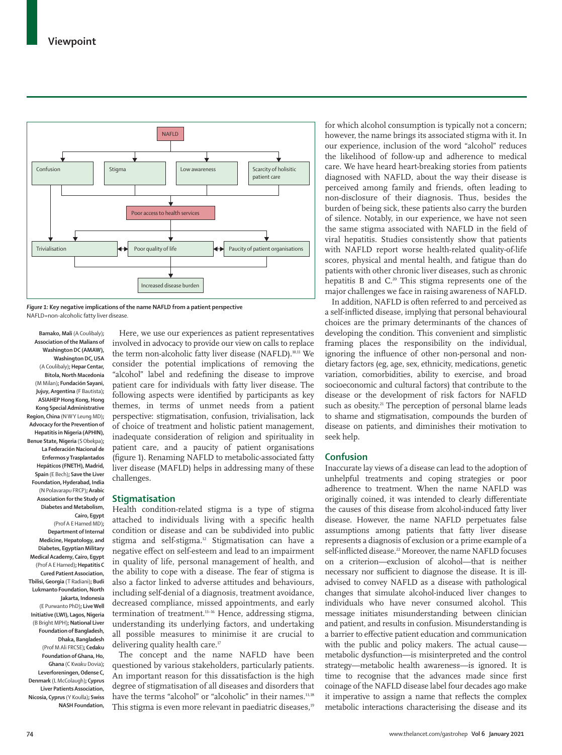NAFLD

Confusion | Stigma | Low awareness | Scarcity of holisitic patient care

Poor access to health services

Trivialisation | Poor quality of life | Paucity of patient organisations

Increased disease burden

*Figure 1:* **Key negative implications of the name NAFLD from a patient perspective**
NAFLD=non-alcoholic fatty liver disease.

**Bamako, Mali** (A Coulibaly); **Association of the Malians of Washington DC (AMAW), Washington DC, USA** (A Coulibaly); **Hepar Centar, Bitola, North Macedonia** (M Milan); **Fundación Sayani, Jujuy, Argentina** (F Bautista); **ASIAHEP Hong Kong, Hong Kong Special Administrative Region, China** (N W Y Leung MD); **Advocacy for the Prevention of Hepatitis in Nigeria (APHIN), Benue State, Nigeria** (S Obekpa); **La Federación Nacional de Enfermos y Trasplantados Hepáticos (FNETH), Madrid, Spain** (E Bech); **Save the Liver Foundation, Hyderabad, India** (N Polavarapu FRCP); **Arabic Association for the Study of Diabetes and Metabolism, Cairo, Egypt** (Prof A E Hamed MD); **Department of Internal Medicine, Hepatology, and Diabetes, Egyptian Military Medical Academy, Cairo, Egypt** (Prof A E Hamed); **Hepatitis C Cured Patient Association, Tbilisi, Georgia** (T Radiani); **Budi Lukmanto Foundation, North Jakarta, Indonesia** (E Purwanto PhD); **Live Well Initiative (LWI), Lagos, Nigeria** (B Bright MPH); **National Liver Foundation of Bangladesh, Dhaka, Bangladesh** (Prof M Ali FRCSE); **Cedaku Foundation of Ghana, Ho, Ghana** (C Kwaku Dovia); **Leverforeningen, Odense C, Denmark** (L McColaugh); **Cyprus Liver Patients Association, Nicosia, Cyprus** (Y Koulla); **Swiss NASH Foundation,**

Here, we use our experiences as patient representatives involved in advocacy to provide our view on calls to replace the term non-alcoholic fatty liver disease (NAFLD).[10,11] We consider the potential implications of removing the "alcohol" label and redefining the disease to improve patient care for individuals with fatty liver disease. The following aspects were identified by participants as key themes, in terms of unmet needs from a patient perspective: stigmatisation, confusion, trivialisation, lack of choice of treatment and holistic patient management, inadequate consideration of religion and spirituality in patient care, and a paucity of patient organisations (figure 1). Renaming NAFLD to metabolic-associated fatty liver disease (MAFLD) helps in addressing many of these challenges.

## Stigmatisation

Health condition-related stigma is a type of stigma attached to individuals living with a specific health condition or disease and can be subdivided into public stigma and self-stigma.[12] Stigmatisation can have a negative effect on self-esteem and lead to an impairment in quality of life, personal management of health, and the ability to cope with a disease. The fear of stigma is also a factor linked to adverse attitudes and behaviours, including self-denial of a diagnosis, treatment avoidance, decreased compliance, missed appointments, and early termination of treatment.[13–16] Hence, addressing stigma, understanding its underlying factors, and undertaking all possible measures to minimise it are crucial to delivering quality health care.[17]

The concept and the name NAFLD have been questioned by various stakeholders, particularly patients. An important reason for this dissatisfaction is the high degree of stigmatisation of all diseases and disorders that have the terms "alcohol" or "alcoholic" in their names.[13,18] This stigma is even more relevant in paediatric diseases,[19] for which alcohol consumption is typically not a concern; however, the name brings its associated stigma with it. In our experience, inclusion of the word "alcohol" reduces the likelihood of follow-up and adherence to medical care. We have heard heart-breaking stories from patients diagnosed with NAFLD, about the way their disease is perceived among family and friends, often leading to non-disclosure of their diagnosis. Thus, besides the burden of being sick, these patients also carry the burden of silence. Notably, in our experience, we have not seen the same stigma associated with NAFLD in the field of viral hepatitis. Studies consistently show that patients with NAFLD report worse health-related quality-of-life scores, physical and mental health, and fatigue than do patients with other chronic liver diseases, such as chronic hepatitis B and C.[20] This stigma represents one of the major challenges we face in raising awareness of NAFLD.

In addition, NAFLD is often referred to and perceived as a self-inflicted disease, implying that personal behavioural choices are the primary determinants of the chances of developing the condition. This convenient and simplistic framing places the responsibility on the individual, ignoring the influence of other non-personal and non-dietary factors (eg, age, sex, ethnicity, medications, genetic variation, comorbidities, ability to exercise, and broad socioeconomic and cultural factors) that contribute to the disease or the development of risk factors for NAFLD such as obesity.[21] The perception of personal blame leads to shame and stigmatisation, compounds the burden of disease on patients, and diminishes their motivation to seek help.

## Confusion

Inaccurate lay views of a disease can lead to the adoption of unhelpful treatments and coping strategies or poor adherence to treatment. When the name NAFLD was originally coined, it was intended to clearly differentiate the causes of this disease from alcohol-induced fatty liver disease. However, the name NAFLD perpetuates false assumptions among patients that fatty liver disease represents a diagnosis of exclusion or a prime example of a self-inflicted disease.[22] Moreover, the name NAFLD focuses on a criterion—exclusion of alcohol—that is neither necessary nor sufficient to diagnose the disease. It is ill-advised to convey NAFLD as a disease with pathological changes that simulate alcohol-induced liver changes to individuals who have never consumed alcohol. This message initiates misunderstanding between clinician and patient, and results in confusion. Misunderstanding is a barrier to effective patient education and communication with the public and policy makers. The actual cause—metabolic dysfunction—is misinterpreted and the control strategy—metabolic health awareness—is ignored. It is time to recognise that the advances made since first coinage of the NAFLD disease label four decades ago make it imperative to assign a name that reflects the complex metabolic interactions characterising the disease and its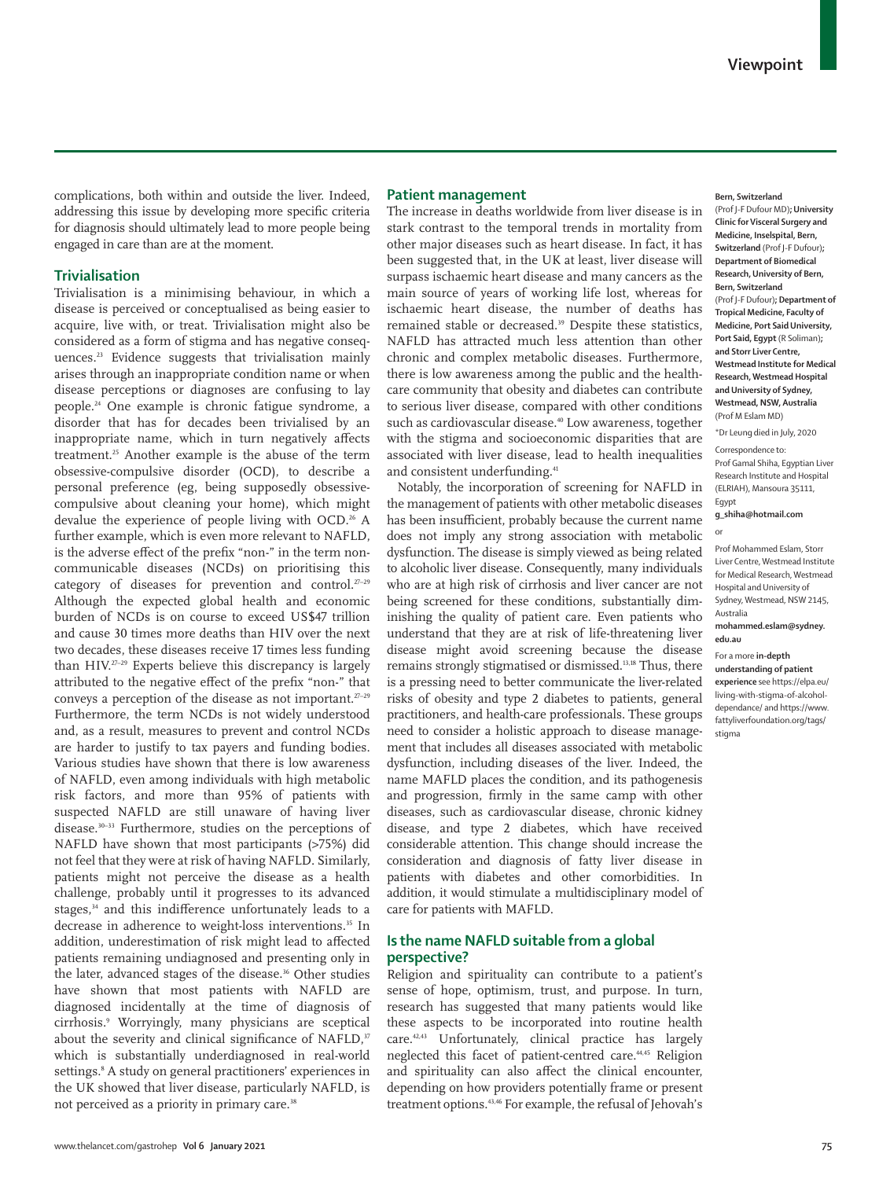complications, both within and outside the liver. Indeed, addressing this issue by developing more specific criteria for diagnosis should ultimately lead to more people being engaged in care than are at the moment.

## Trivialisation

Trivialisation is a minimising behaviour, in which a disease is perceived or conceptualised as being easier to acquire, live with, or treat. Trivialisation might also be considered as a form of stigma and has negative consequences.[23] Evidence suggests that trivialisation mainly arises through an inappropriate condition name or when disease perceptions or diagnoses are confusing to lay people.[24] One example is chronic fatigue syndrome, a disorder that has for decades been trivialised by an inappropriate name, which in turn negatively affects treatment.[25] Another example is the abuse of the term obsessive-compulsive disorder (OCD), to describe a personal preference (eg, being supposedly obsessive-compulsive about cleaning your home), which might devalue the experience of people living with OCD.[26] A further example, which is even more relevant to NAFLD, is the adverse effect of the prefix "non-" in the term non-communicable diseases (NCDs) on prioritising this category of diseases for prevention and control.[27–29] Although the expected global health and economic burden of NCDs is on course to exceed US$47 trillion and cause 30 times more deaths than HIV over the next two decades, these diseases receive 17 times less funding than HIV.[27–29] Experts believe this discrepancy is largely attributed to the negative effect of the prefix "non-" that conveys a perception of the disease as not important.[27–29] Furthermore, the term NCDs is not widely understood and, as a result, measures to prevent and control NCDs are harder to justify to tax payers and funding bodies. Various studies have shown that there is low awareness of NAFLD, even among individuals with high metabolic risk factors, and more than 95% of patients with suspected NAFLD are still unaware of having liver disease.[30–33] Furthermore, studies on the perceptions of NAFLD have shown that most participants (>75%) did not feel that they were at risk of having NAFLD. Similarly, patients might not perceive the disease as a health challenge, probably until it progresses to its advanced stages,[34] and this indifference unfortunately leads to a decrease in adherence to weight-loss interventions.[35] In addition, underestimation of risk might lead to affected patients remaining undiagnosed and presenting only in the later, advanced stages of the disease.[36] Other studies have shown that most patients with NAFLD are diagnosed incidentally at the time of diagnosis of cirrhosis.[9] Worryingly, many physicians are sceptical about the severity and clinical significance of NAFLD,[37] which is substantially underdiagnosed in real-world settings.[8] A study on general practitioners' experiences in the UK showed that liver disease, particularly NAFLD, is not perceived as a priority in primary care.[38]

## Patient management

The increase in deaths worldwide from liver disease is in stark contrast to the temporal trends in mortality from other major diseases such as heart disease. In fact, it has been suggested that, in the UK at least, liver disease will surpass ischaemic heart disease and many cancers as the main source of years of working life lost, whereas for ischaemic heart disease, the number of deaths has remained stable or decreased.[39] Despite these statistics, NAFLD has attracted much less attention than other chronic and complex metabolic diseases. Furthermore, there is low awareness among the public and the health-care community that obesity and diabetes can contribute to serious liver disease, compared with other conditions such as cardiovascular disease.[40] Low awareness, together with the stigma and socioeconomic disparities that are associated with liver disease, lead to health inequalities and consistent underfunding.[41]

Notably, the incorporation of screening for NAFLD in the management of patients with other metabolic diseases has been insufficient, probably because the current name does not imply any strong association with metabolic dysfunction. The disease is simply viewed as being related to alcoholic liver disease. Consequently, many individuals who are at high risk of cirrhosis and liver cancer are not being screened for these conditions, substantially diminishing the quality of patient care. Even patients who understand that they are at risk of life-threatening liver disease might avoid screening because the disease remains strongly stigmatised or dismissed.[13,18] Thus, there is a pressing need to better communicate the liver-related risks of obesity and type 2 diabetes to patients, general practitioners, and health-care professionals. These groups need to consider a holistic approach to disease management that includes all diseases associated with metabolic dysfunction, including diseases of the liver. Indeed, the name MAFLD places the condition, and its pathogenesis and progression, firmly in the same camp with other diseases, such as cardiovascular disease, chronic kidney disease, and type 2 diabetes, which have received considerable attention. This change should increase the consideration and diagnosis of fatty liver disease in patients with diabetes and other comorbidities. In addition, it would stimulate a multidisciplinary model of care for patients with MAFLD.

## Is the name NAFLD suitable from a global perspective?

Religion and spirituality can contribute to a patient's sense of hope, optimism, trust, and purpose. In turn, research has suggested that many patients would like these aspects to be incorporated into routine health care.[42,43] Unfortunately, clinical practice has largely neglected this facet of patient-centred care.[44,45] Religion and spirituality can also affect the clinical encounter, depending on how providers potentially frame or present treatment options.[43,46] For example, the refusal of Jehovah's

**Bern, Switzerland** (Prof J-F Dufour MD); **University Clinic for Visceral Surgery and Medicine, Inselspital, Bern, Switzerland** (Prof J-F Dufour); **Department of Biomedical Research, University of Bern, Bern, Switzerland** (Prof J-F Dufour); **Department of Tropical Medicine, Faculty of Medicine, Port Said University, Port Said, Egypt** (R Soliman); **and Storr Liver Centre, Westmead Institute for Medical Research, Westmead Hospital and University of Sydney, Westmead, NSW, Australia** (Prof M Eslam MD)

*Dr Leung died in July, 2020

Correspondence to: Prof Gamal Shiha, Egyptian Liver Research Institute and Hospital (ELRIAH), Mansoura 35111, Egypt **g_shiha@hotmail.com**

or

Prof Mohammed Eslam, Storr Liver Centre, Westmead Institute for Medical Research, Westmead Hospital and University of Sydney, Westmead, NSW 2145, Australia **mohammed.eslam@sydney.edu.au**

For a more **in-depth understanding of patient experience** see https://elpa.eu/living-with-stigma-of-alcohol-dependance/ and https://www.fattyliverfoundation.org/tags/stigma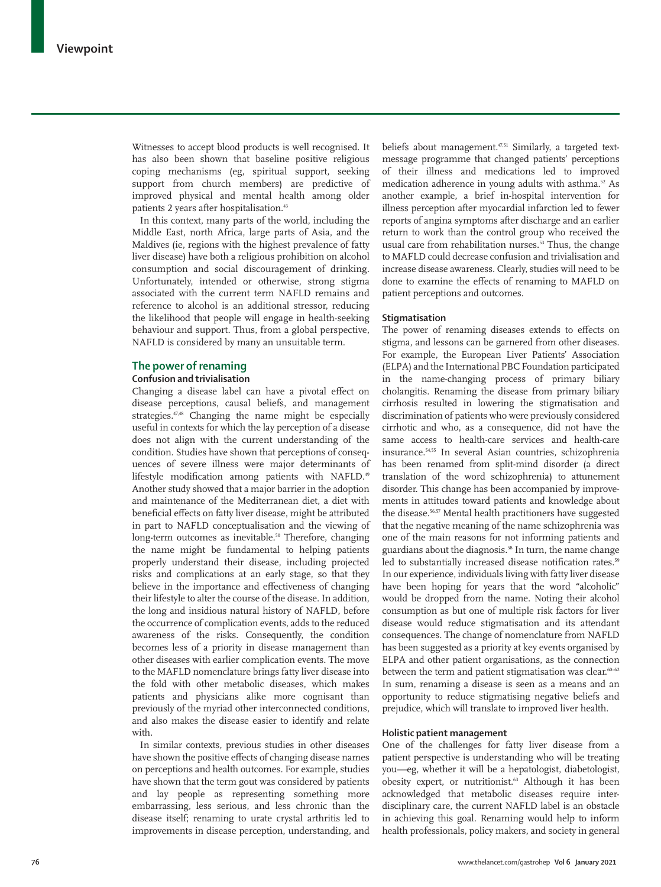Witnesses to accept blood products is well recognised. It has also been shown that baseline positive religious coping mechanisms (eg, spiritual support, seeking support from church members) are predictive of improved physical and mental health among older patients 2 years after hospitalisation.[43]

In this context, many parts of the world, including the Middle East, north Africa, large parts of Asia, and the Maldives (ie, regions with the highest prevalence of fatty liver disease) have both a religious prohibition on alcohol consumption and social discouragement of drinking. Unfortunately, intended or otherwise, strong stigma associated with the current term NAFLD remains and reference to alcohol is an additional stressor, reducing the likelihood that people will engage in health-seeking behaviour and support. Thus, from a global perspective, NAFLD is considered by many an unsuitable term.

## The power of renaming

### Confusion and trivialisation

Changing a disease label can have a pivotal effect on disease perceptions, causal beliefs, and management strategies.[47,48] Changing the name might be especially useful in contexts for which the lay perception of a disease does not align with the current understanding of the condition. Studies have shown that perceptions of consequences of severe illness were major determinants of lifestyle modification among patients with NAFLD.[49] Another study showed that a major barrier in the adoption and maintenance of the Mediterranean diet, a diet with beneficial effects on fatty liver disease, might be attributed in part to NAFLD conceptualisation and the viewing of long-term outcomes as inevitable.[50] Therefore, changing the name might be fundamental to helping patients properly understand their disease, including projected risks and complications at an early stage, so that they believe in the importance and effectiveness of changing their lifestyle to alter the course of the disease. In addition, the long and insidious natural history of NAFLD, before the occurrence of complication events, adds to the reduced awareness of the risks. Consequently, the condition becomes less of a priority in disease management than other diseases with earlier complication events. The move to the MAFLD nomenclature brings fatty liver disease into the fold with other metabolic diseases, which makes patients and physicians alike more cognisant than previously of the myriad other interconnected conditions, and also makes the disease easier to identify and relate with.

In similar contexts, previous studies in other diseases have shown the positive effects of changing disease names on perceptions and health outcomes. For example, studies have shown that the term gout was considered by patients and lay people as representing something more embarrassing, less serious, and less chronic than the disease itself; renaming to urate crystal arthritis led to improvements in disease perception, understanding, and beliefs about management.[47,51] Similarly, a targeted text-message programme that changed patients' perceptions of their illness and medications led to improved medication adherence in young adults with asthma.[52] As another example, a brief in-hospital intervention for illness perception after myocardial infarction led to fewer reports of angina symptoms after discharge and an earlier return to work than the control group who received the usual care from rehabilitation nurses.[53] Thus, the change to MAFLD could decrease confusion and trivialisation and increase disease awareness. Clearly, studies will need to be done to examine the effects of renaming to MAFLD on patient perceptions and outcomes.

### Stigmatisation

The power of renaming diseases extends to effects on stigma, and lessons can be garnered from other diseases. For example, the European Liver Patients' Association (ELPA) and the International PBC Foundation participated in the name-changing process of primary biliary cholangitis. Renaming the disease from primary biliary cirrhosis resulted in lowering the stigmatisation and discrimination of patients who were previously considered cirrhotic and who, as a consequence, did not have the same access to health-care services and health-care insurance.[54,55] In several Asian countries, schizophrenia has been renamed from split-mind disorder (a direct translation of the word schizophrenia) to attunement disorder. This change has been accompanied by improvements in attitudes toward patients and knowledge about the disease.[56,57] Mental health practitioners have suggested that the negative meaning of the name schizophrenia was one of the main reasons for not informing patients and guardians about the diagnosis.[58] In turn, the name change led to substantially increased disease notification rates.[59] In our experience, individuals living with fatty liver disease have been hoping for years that the word "alcoholic" would be dropped from the name. Noting their alcohol consumption as but one of multiple risk factors for liver disease would reduce stigmatisation and its attendant consequences. The change of nomenclature from NAFLD has been suggested as a priority at key events organised by ELPA and other patient organisations, as the connection between the term and patient stigmatisation was clear.[60–62] In sum, renaming a disease is seen as a means and an opportunity to reduce stigmatising negative beliefs and prejudice, which will translate to improved liver health.

### Holistic patient management

One of the challenges for fatty liver disease from a patient perspective is understanding who will be treating you—eg, whether it will be a hepatologist, diabetologist, obesity expert, or nutritionist.[63] Although it has been acknowledged that metabolic diseases require interdisciplinary care, the current NAFLD label is an obstacle in achieving this goal. Renaming would help to inform health professionals, policy makers, and society in general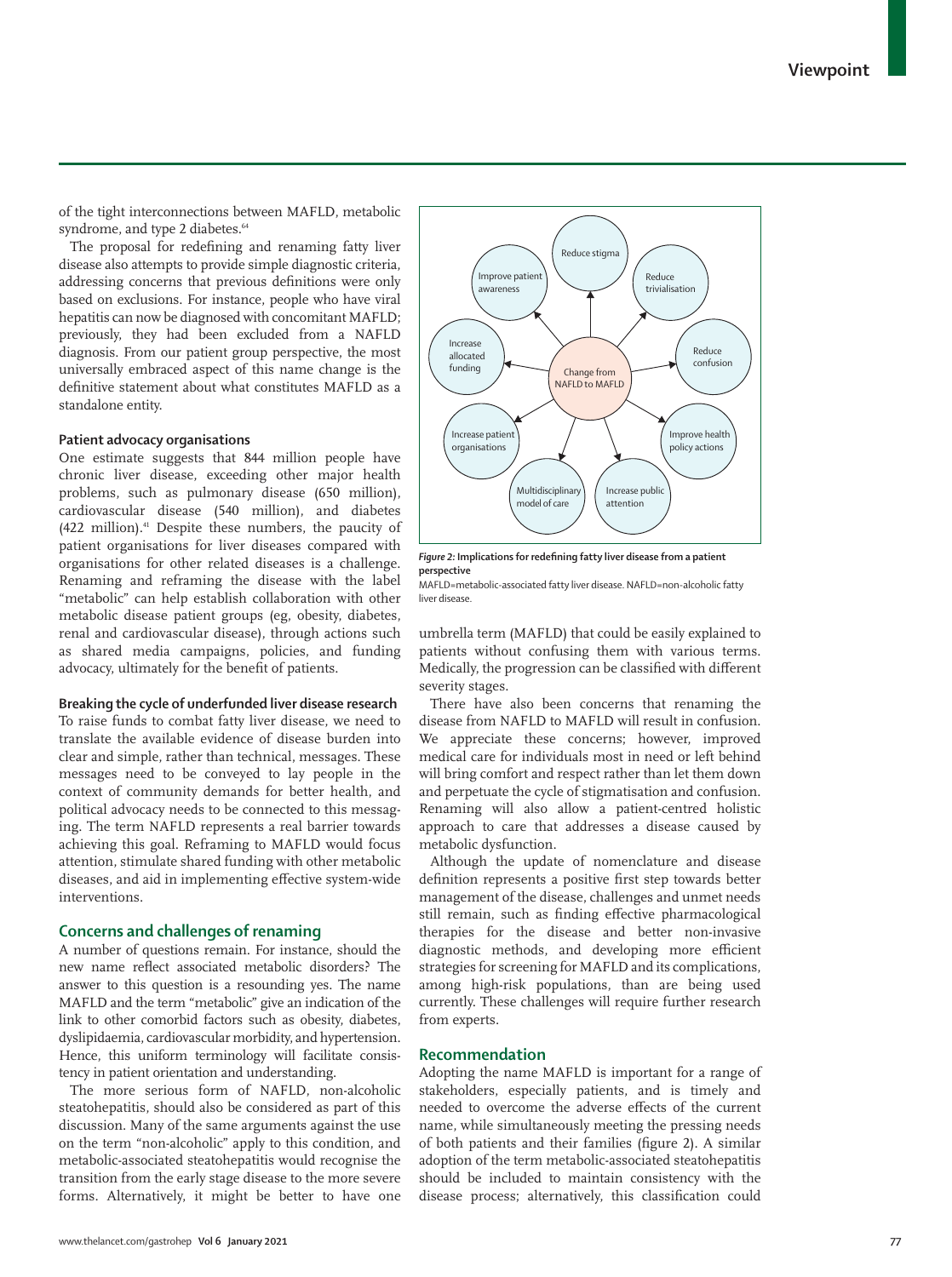of the tight interconnections between MAFLD, metabolic syndrome, and type 2 diabetes.[64]

The proposal for redefining and renaming fatty liver disease also attempts to provide simple diagnostic criteria, addressing concerns that previous definitions were only based on exclusions. For instance, people who have viral hepatitis can now be diagnosed with concomitant MAFLD; previously, they had been excluded from a NAFLD diagnosis. From our patient group perspective, the most universally embraced aspect of this name change is the definitive statement about what constitutes MAFLD as a standalone entity.

#### Patient advocacy organisations

One estimate suggests that 844 million people have chronic liver disease, exceeding other major health problems, such as pulmonary disease (650 million), cardiovascular disease (540 million), and diabetes (422 million).[41] Despite these numbers, the paucity of patient organisations for liver diseases compared with organisations for other related diseases is a challenge. Renaming and reframing the disease with the label "metabolic" can help establish collaboration with other metabolic disease patient groups (eg, obesity, diabetes, renal and cardiovascular disease), through actions such as shared media campaigns, policies, and funding advocacy, ultimately for the benefit of patients.

#### Breaking the cycle of underfunded liver disease research

To raise funds to combat fatty liver disease, we need to translate the available evidence of disease burden into clear and simple, rather than technical, messages. These messages need to be conveyed to lay people in the context of community demands for better health, and political advocacy needs to be connected to this messaging. The term NAFLD represents a real barrier towards achieving this goal. Reframing to MAFLD would focus attention, stimulate shared funding with other metabolic diseases, and aid in implementing effective system-wide interventions.

## Concerns and challenges of renaming

A number of questions remain. For instance, should the new name reflect associated metabolic disorders? The answer to this question is a resounding yes. The name MAFLD and the term "metabolic" give an indication of the link to other comorbid factors such as obesity, diabetes, dyslipidaemia, cardiovascular morbidity, and hypertension. Hence, this uniform terminology will facilitate consistency in patient orientation and understanding.

The more serious form of NAFLD, non-alcoholic steatohepatitis, should also be considered as part of this discussion. Many of the same arguments against the use on the term "non-alcoholic" apply to this condition, and metabolic-associated steatohepatitis would recognise the transition from the early stage disease to the more severe forms. Alternatively, it might be better to have one umbrella term (MAFLD) that could be easily explained to patients without confusing them with various terms. Medically, the progression can be classified with different severity stages.

Change from NAFLD to MAFLD: Reduce stigma; Reduce trivialisation; Reduce confusion; Improve health policy actions; Increase public attention; Multidisciplinary model of care; Increase patient organisations; Increase allocated funding; Improve patient awareness

*Figure 2:* **Implications for redefining fatty liver disease from a patient perspective**
MAFLD=metabolic-associated fatty liver disease. NAFLD=non-alcoholic fatty liver disease.

There have also been concerns that renaming the disease from NAFLD to MAFLD will result in confusion. We appreciate these concerns; however, improved medical care for individuals most in need or left behind will bring comfort and respect rather than let them down and perpetuate the cycle of stigmatisation and confusion. Renaming will also allow a patient-centred holistic approach to care that addresses a disease caused by metabolic dysfunction.

Although the update of nomenclature and disease definition represents a positive first step towards better management of the disease, challenges and unmet needs still remain, such as finding effective pharmacological therapies for the disease and better non-invasive diagnostic methods, and developing more efficient strategies for screening for MAFLD and its complications, among high-risk populations, than are being used currently. These challenges will require further research from experts.

## Recommendation

Adopting the name MAFLD is important for a range of stakeholders, especially patients, and is timely and needed to overcome the adverse effects of the current name, while simultaneously meeting the pressing needs of both patients and their families (figure 2). A similar adoption of the term metabolic-associated steatohepatitis should be included to maintain consistency with the disease process; alternatively, this classification could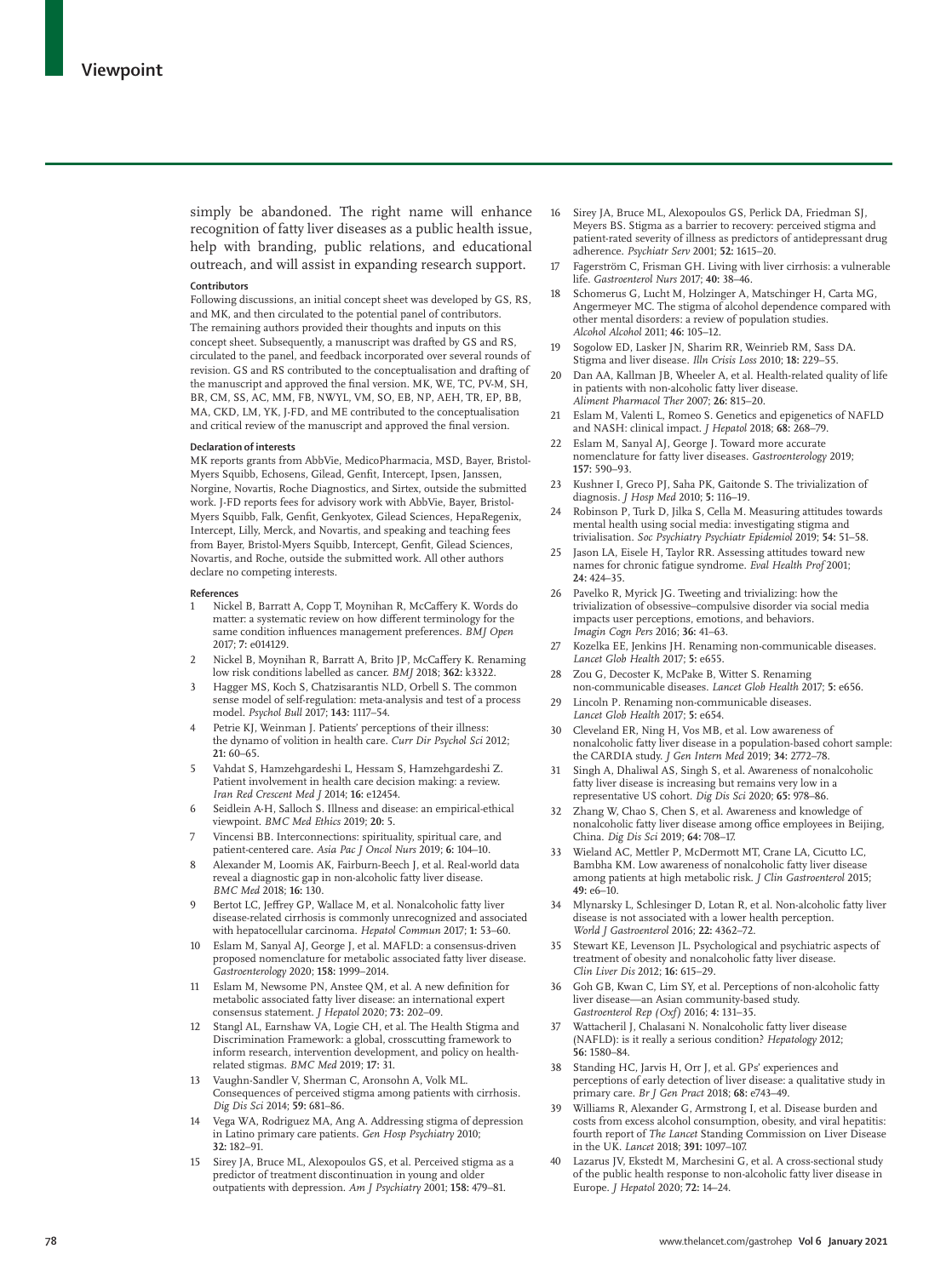simply be abandoned. The right name will enhance recognition of fatty liver diseases as a public health issue, help with branding, public relations, and educational outreach, and will assist in expanding research support.

#### Contributors

Following discussions, an initial concept sheet was developed by GS, RS, and MK, and then circulated to the potential panel of contributors. The remaining authors provided their thoughts and inputs on this concept sheet. Subsequently, a manuscript was drafted by GS and RS, circulated to the panel, and feedback incorporated over several rounds of revision. GS and RS contributed to the conceptualisation and drafting of the manuscript and approved the final version. MK, WE, TC, PV-M, SH, BR, CM, SS, AC, MM, FB, NWYL, VM, SO, EB, NP, AEH, TR, EP, BB, MA, CKD, LM, YK, J-FD, and ME contributed to the conceptualisation and critical review of the manuscript and approved the final version.

#### Declaration of interests

MK reports grants from AbbVie, MedicoPharmacia, MSD, Bayer, Bristol-Myers Squibb, Echosens, Gilead, Genfit, Intercept, Ipsen, Janssen, Norgine, Novartis, Roche Diagnostics, and Sirtex, outside the submitted work. J-FD reports fees for advisory work with AbbVie, Bayer, Bristol-Myers Squibb, Falk, Genfit, Genkyotex, Gilead Sciences, HepaRegenix, Intercept, Lilly, Merck, and Novartis, and speaking and teaching fees from Bayer, Bristol-Myers Squibb, Intercept, Genfit, Gilead Sciences, Novartis, and Roche, outside the submitted work. All other authors declare no competing interests.

#### References

1. Nickel B, Barratt A, Copp T, Moynihan R, McCaffery K. Words do matter: a systematic review on how different terminology for the same condition influences management preferences. *BMJ Open* 2017; **7:** e014129.
2. Nickel B, Moynihan R, Barratt A, Brito JP, McCaffery K. Renaming low risk conditions labelled as cancer. *BMJ* 2018; **362:** k3322.
3. Hagger MS, Koch S, Chatzisarantis NLD, Orbell S. The common sense model of self-regulation: meta-analysis and test of a process model. *Psychol Bull* 2017; **143:** 1117–54.
4. Petrie KJ, Weinman J. Patients' perceptions of their illness: the dynamo of volition in health care. *Curr Dir Psychol Sci* 2012; **21:** 60–65.
5. Vahdat S, Hamzehgardeshi L, Hessam S, Hamzehgardeshi Z. Patient involvement in health care decision making: a review. *Iran Red Crescent Med J* 2014; **16:** e12454.
6. Seidlein A-H, Salloch S. Illness and disease: an empirical-ethical viewpoint. *BMC Med Ethics* 2019; **20:** 5.
7. Vincensi BB. Interconnections: spirituality, spiritual care, and patient-centered care. *Asia Pac J Oncol Nurs* 2019; **6:** 104–10.
8. Alexander M, Loomis AK, Fairburn-Beech J, et al. Real-world data reveal a diagnostic gap in non-alcoholic fatty liver disease. *BMC Med* 2018; **16:** 130.
9. Bertot LC, Jeffrey GP, Wallace M, et al. Nonalcoholic fatty liver disease-related cirrhosis is commonly unrecognized and associated with hepatocellular carcinoma. *Hepatol Commun* 2017; **1:** 53–60.
10. Eslam M, Sanyal AJ, George J, et al. MAFLD: a consensus-driven proposed nomenclature for metabolic associated fatty liver disease. *Gastroenterology* 2020; **158:** 1999–2014.
11. Eslam M, Newsome PN, Anstee QM, et al. A new definition for metabolic associated fatty liver disease: an international expert consensus statement. *J Hepatol* 2020; **73:** 202–09.
12. Stangl AL, Earnshaw VA, Logie CH, et al. The Health Stigma and Discrimination Framework: a global, crosscutting framework to inform research, intervention development, and policy on health-related stigmas. *BMC Med* 2019; **17:** 31.
13. Vaughn-Sandler V, Sherman C, Aronsohn A, Volk ML. Consequences of perceived stigma among patients with cirrhosis. *Dig Dis Sci* 2014; **59:** 681–86.
14. Vega WA, Rodriguez MA, Ang A. Addressing stigma of depression in Latino primary care patients. *Gen Hosp Psychiatry* 2010; **32:** 182–91.
15. Sirey JA, Bruce ML, Alexopoulos GS, et al. Perceived stigma as a predictor of treatment discontinuation in young and older outpatients with depression. *Am J Psychiatry* 2001; **158:** 479–81.
16. Sirey JA, Bruce ML, Alexopoulos GS, Perlick DA, Friedman SJ, Meyers BS. Stigma as a barrier to recovery: perceived stigma and patient-rated severity of illness as predictors of antidepressant drug adherence. *Psychiatr Serv* 2001; **52:** 1615–20.
17. Fagerström C, Frisman GH. Living with liver cirrhosis: a vulnerable life. *Gastroenterol Nurs* 2017; **40:** 38–46.
18. Schomerus G, Lucht M, Holzinger A, Matschinger H, Carta MG, Angermeyer MC. The stigma of alcohol dependence compared with other mental disorders: a review of population studies. *Alcohol Alcohol* 2011; **46:** 105–12.
19. Sogolow ED, Lasker JN, Sharim RR, Weinrieb RM, Sass DA. Stigma and liver disease. *Illn Crisis Loss* 2010; **18:** 229–55.
20. Dan AA, Kallman JB, Wheeler A, et al. Health-related quality of life in patients with non-alcoholic fatty liver disease. *Aliment Pharmacol Ther* 2007; **26:** 815–20.
21. Eslam M, Valenti L, Romeo S. Genetics and epigenetics of NAFLD and NASH: clinical impact. *J Hepatol* 2018; **68:** 268–79.
22. Eslam M, Sanyal AJ, George J. Toward more accurate nomenclature for fatty liver diseases. *Gastroenterology* 2019; **157:** 590–93.
23. Kushner I, Greco PJ, Saha PK, Gaitonde S. The trivialization of diagnosis. *J Hosp Med* 2010; **5:** 116–19.
24. Robinson P, Turk D, Jilka S, Cella M. Measuring attitudes towards mental health using social media: investigating stigma and trivialisation. *Soc Psychiatry Psychiatr Epidemiol* 2019; **54:** 51–58.
25. Jason LA, Eisele H, Taylor RR. Assessing attitudes toward new names for chronic fatigue syndrome. *Eval Health Prof* 2001; **24:** 424–35.
26. Pavelko R, Myrick JG. Tweeting and trivializing: how the trivialization of obsessive–compulsive disorder via social media impacts user perceptions, emotions, and behaviors. *Imagin Cogn Pers* 2016; **36:** 41–63.
27. Kozelka EE, Jenkins JH. Renaming non-communicable diseases. *Lancet Glob Health* 2017; **5:** e655.
28. Zou G, Decoster K, McPake B, Witter S. Renaming non-communicable diseases. *Lancet Glob Health* 2017; **5:** e656.
29. Lincoln P. Renaming non-communicable diseases. *Lancet Glob Health* 2017; **5:** e654.
30. Cleveland ER, Ning H, Vos MB, et al. Low awareness of nonalcoholic fatty liver disease in a population-based cohort sample: the CARDIA study. *J Gen Intern Med* 2019; **34:** 2772–78.
31. Singh A, Dhaliwal AS, Singh S, et al. Awareness of nonalcoholic fatty liver disease is increasing but remains very low in a representative US cohort. *Dig Dis Sci* 2020; **65:** 978–86.
32. Zhang W, Chao S, Chen S, et al. Awareness and knowledge of nonalcoholic fatty liver disease among office employees in Beijing, China. *Dig Dis Sci* 2019; **64:** 708–17.
33. Wieland AC, Mettler P, McDermott MT, Crane LA, Cicutto LC, Bambha KM. Low awareness of nonalcoholic fatty liver disease among patients at high metabolic risk. *J Clin Gastroenterol* 2015; **49:** e6–10.
34. Mlynarsky L, Schlesinger D, Lotan R, et al. Non-alcoholic fatty liver disease is not associated with a lower health perception. *World J Gastroenterol* 2016; **22:** 4362–72.
35. Stewart KE, Levenson JL. Psychological and psychiatric aspects of treatment of obesity and nonalcoholic fatty liver disease. *Clin Liver Dis* 2012; **16:** 615–29.
36. Goh GB, Kwan C, Lim SY, et al. Perceptions of non-alcoholic fatty liver disease—an Asian community-based study. *Gastroenterol Rep (Oxf)* 2016; **4:** 131–35.
37. Wattacheril J, Chalasani N. Nonalcoholic fatty liver disease (NAFLD): is it really a serious condition? *Hepatology* 2012; **56:** 1580–84.
38. Standing HC, Jarvis H, Orr J, et al. GPs' experiences and perceptions of early detection of liver disease: a qualitative study in primary care. *Br J Gen Pract* 2018; **68:** e743–49.
39. Williams R, Alexander G, Armstrong I, et al. Disease burden and costs from excess alcohol consumption, obesity, and viral hepatitis: fourth report of *The Lancet* Standing Commission on Liver Disease in the UK. *Lancet* 2018; **391:** 1097–107.
40. Lazarus JV, Ekstedt M, Marchesini G, et al. A cross-sectional study of the public health response to non-alcoholic fatty liver disease in Europe. *J Hepatol* 2020; **72:** 14–24.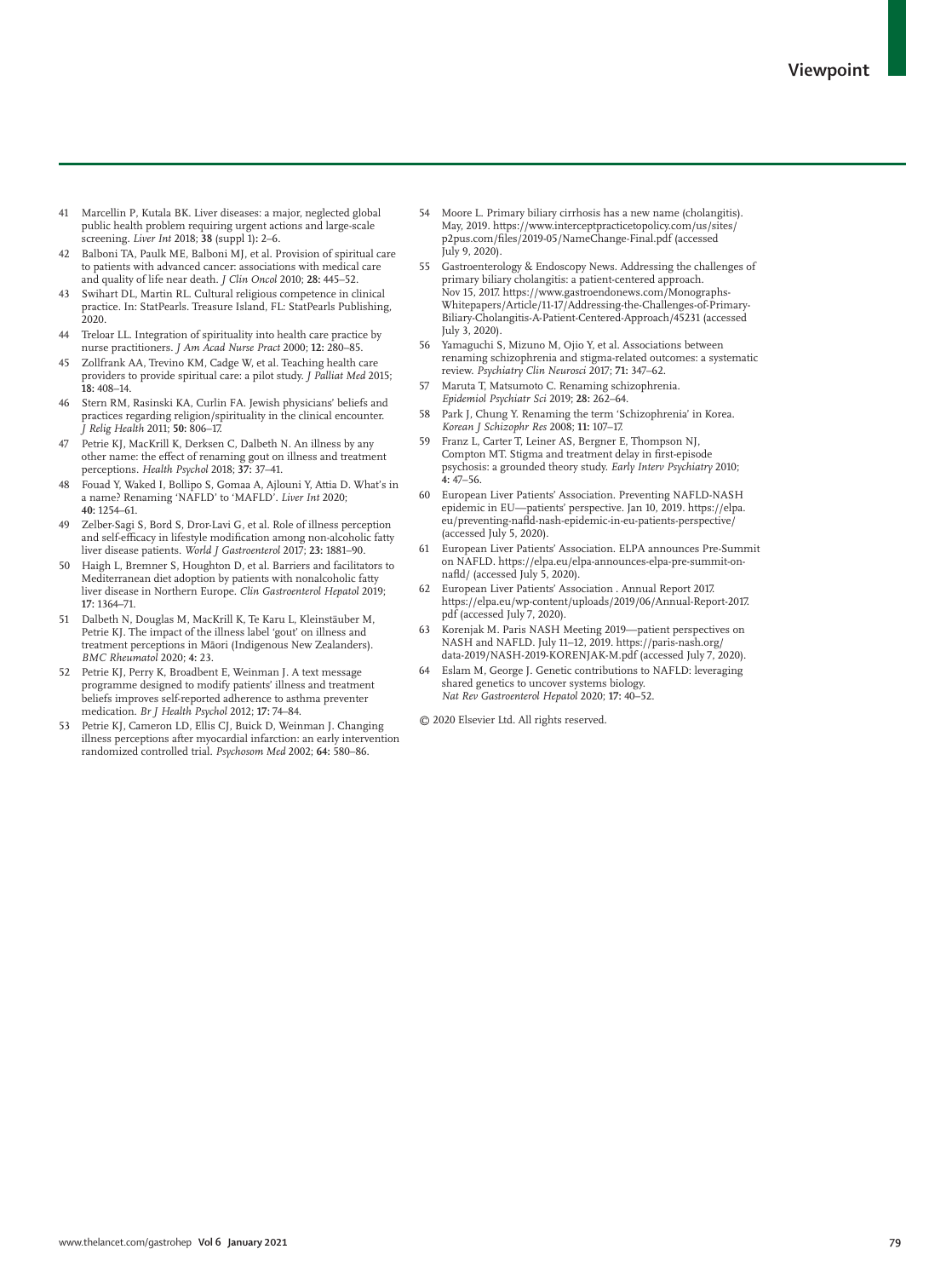41 Marcellin P, Kutala BK. Liver diseases: a major, neglected global public health problem requiring urgent actions and large-scale screening. *Liver Int* 2018; **38** (suppl 1): 2–6.

42 Balboni TA, Paulk ME, Balboni MJ, et al. Provision of spiritual care to patients with advanced cancer: associations with medical care and quality of life near death. *J Clin Oncol* 2010; **28:** 445–52.

43 Swihart DL, Martin RL. Cultural religious competence in clinical practice. In: StatPearls. Treasure Island, FL: StatPearls Publishing, 2020.

44 Treloar LL. Integration of spirituality into health care practice by nurse practitioners. *J Am Acad Nurse Pract* 2000; **12:** 280–85.

45 Zollfrank AA, Trevino KM, Cadge W, et al. Teaching health care providers to provide spiritual care: a pilot study. *J Palliat Med* 2015; **18:** 408–14.

46 Stern RM, Rasinski KA, Curlin FA. Jewish physicians' beliefs and practices regarding religion/spirituality in the clinical encounter. *J Relig Health* 2011; **50:** 806–17.

47 Petrie KJ, MacKrill K, Derksen C, Dalbeth N. An illness by any other name: the effect of renaming gout on illness and treatment perceptions. *Health Psychol* 2018; **37:** 37–41.

48 Fouad Y, Waked I, Bollipo S, Gomaa A, Ajlouni Y, Attia D. What's in a name? Renaming 'NAFLD' to 'MAFLD'. *Liver Int* 2020; **40:** 1254–61.

49 Zelber-Sagi S, Bord S, Dror-Lavi G, et al. Role of illness perception and self-efficacy in lifestyle modification among non-alcoholic fatty liver disease patients. *World J Gastroenterol* 2017; **23:** 1881–90.

50 Haigh L, Bremner S, Houghton D, et al. Barriers and facilitators to Mediterranean diet adoption by patients with nonalcoholic fatty liver disease in Northern Europe. *Clin Gastroenterol Hepatol* 2019; **17:** 1364–71.

51 Dalbeth N, Douglas M, MacKrill K, Te Karu L, Kleinstäuber M, Petrie KJ. The impact of the illness label 'gout' on illness and treatment perceptions in Māori (Indigenous New Zealanders). *BMC Rheumatol* 2020; **4:** 23.

52 Petrie KJ, Perry K, Broadbent E, Weinman J. A text message programme designed to modify patients' illness and treatment beliefs improves self-reported adherence to asthma preventer medication. *Br J Health Psychol* 2012; **17:** 74–84.

53 Petrie KJ, Cameron LD, Ellis CJ, Buick D, Weinman J. Changing illness perceptions after myocardial infarction: an early intervention randomized controlled trial. *Psychosom Med* 2002; **64:** 580–86.

54 Moore L. Primary biliary cirrhosis has a new name (cholangitis). May, 2019. https://www.interceptpracticetopolicy.com/us/sites/p2pus.com/files/2019-05/NameChange-Final.pdf (accessed July 9, 2020).

55 Gastroenterology & Endoscopy News. Addressing the challenges of primary biliary cholangitis: a patient-centered approach. Nov 15, 2017. https://www.gastroendonews.com/Monographs-Whitepapers/Article/11-17/Addressing-the-Challenges-of-Primary-Biliary-Cholangitis-A-Patient-Centered-Approach/45231 (accessed July 3, 2020).

56 Yamaguchi S, Mizuno M, Ojio Y, et al. Associations between renaming schizophrenia and stigma-related outcomes: a systematic review. *Psychiatry Clin Neurosci* 2017; **71:** 347–62.

57 Maruta T, Matsumoto C. Renaming schizophrenia. *Epidemiol Psychiatr Sci* 2019; **28:** 262–64.

58 Park J, Chung Y. Renaming the term 'Schizophrenia' in Korea. *Korean J Schizophr Res* 2008; **11:** 107–17.

59 Franz L, Carter T, Leiner AS, Bergner E, Thompson NJ, Compton MT. Stigma and treatment delay in first-episode psychosis: a grounded theory study. *Early Interv Psychiatry* 2010; **4:** 47–56.

60 European Liver Patients' Association. Preventing NAFLD-NASH epidemic in EU—patients' perspective. Jan 10, 2019. https://elpa.eu/preventing-nafld-nash-epidemic-in-eu-patients-perspective/ (accessed July 5, 2020).

61 European Liver Patients' Association. ELPA announces Pre-Summit on NAFLD. https://elpa.eu/elpa-announces-elpa-pre-summit-on-nafld/ (accessed July 5, 2020).

62 European Liver Patients' Association . Annual Report 2017. https://elpa.eu/wp-content/uploads/2019/06/Annual-Report-2017.pdf (accessed July 7, 2020).

63 Korenjak M. Paris NASH Meeting 2019—patient perspectives on NASH and NAFLD. July 11–12, 2019. https://paris-nash.org/data-2019/NASH-2019-KORENJAK-M.pdf (accessed July 7, 2020).

64 Eslam M, George J. Genetic contributions to NAFLD: leveraging shared genetics to uncover systems biology. *Nat Rev Gastroenterol Hepatol* 2020; **17:** 40–52.

© 2020 Elsevier Ltd. All rights reserved.